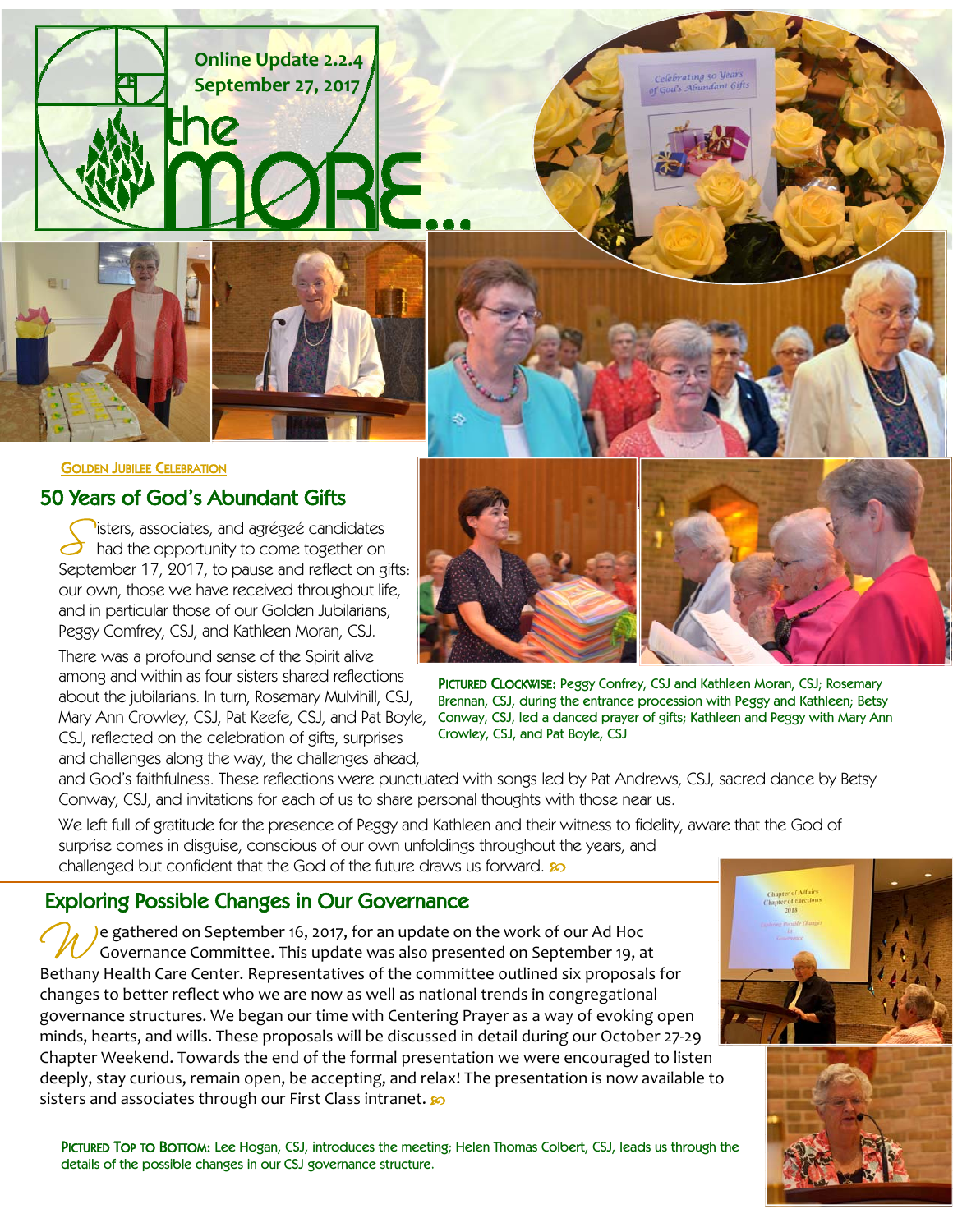# the MORE...

Online Update 2.2.4
September 27, 2017

GOLDEN JUBILEE CELEBRATION

## 50 Years of God's Abundant Gifts

Sisters, associates, and agrégeé candidates had the opportunity to come together on September 17, 2017, to pause and reflect on gifts: our own, those we have received throughout life, and in particular those of our Golden Jubilarians, Peggy Comfrey, CSJ, and Kathleen Moran, CSJ.

There was a profound sense of the Spirit alive among and within as four sisters shared reflections about the jubilarians. In turn, Rosemary Mulvihill, CSJ, Mary Ann Crowley, CSJ, Pat Keefe, CSJ, and Pat Boyle, CSJ, reflected on the celebration of gifts, surprises and challenges along the way, the challenges ahead, and God's faithfulness. These reflections were punctuated with songs led by Pat Andrews, CSJ, sacred dance by Betsy Conway, CSJ, and invitations for each of us to share personal thoughts with those near us.

We left full of gratitude for the presence of Peggy and Kathleen and their witness to fidelity, aware that the God of surprise comes in disguise, conscious of our own unfoldings throughout the years, and challenged but confident that the God of the future draws us forward.

**PICTURED CLOCKWISE:** Peggy Comfrey, CSJ and Kathleen Moran, CSJ; Rosemary Brennan, CSJ, during the entrance procession with Peggy and Kathleen; Betsy Conway, CSJ, led a danced prayer of gifts; Kathleen and Peggy with Mary Ann Crowley, CSJ, and Pat Boyle, CSJ

## Exploring Possible Changes in Our Governance

We gathered on September 16, 2017, for an update on the work of our Ad Hoc Governance Committee. This update was also presented on September 19, at Bethany Health Care Center. Representatives of the committee outlined six proposals for changes to better reflect who we are now as well as national trends in congregational governance structures. We began our time with Centering Prayer as a way of evoking open minds, hearts, and wills. These proposals will be discussed in detail during our October 27-29 Chapter Weekend. Towards the end of the formal presentation we were encouraged to listen deeply, stay curious, remain open, be accepting, and relax! The presentation is now available to sisters and associates through our First Class intranet.

**PICTURED TOP TO BOTTOM:** Lee Hogan, CSJ, introduces the meeting; Helen Thomas Colbert, CSJ, leads us through the details of the possible changes in our CSJ governance structure.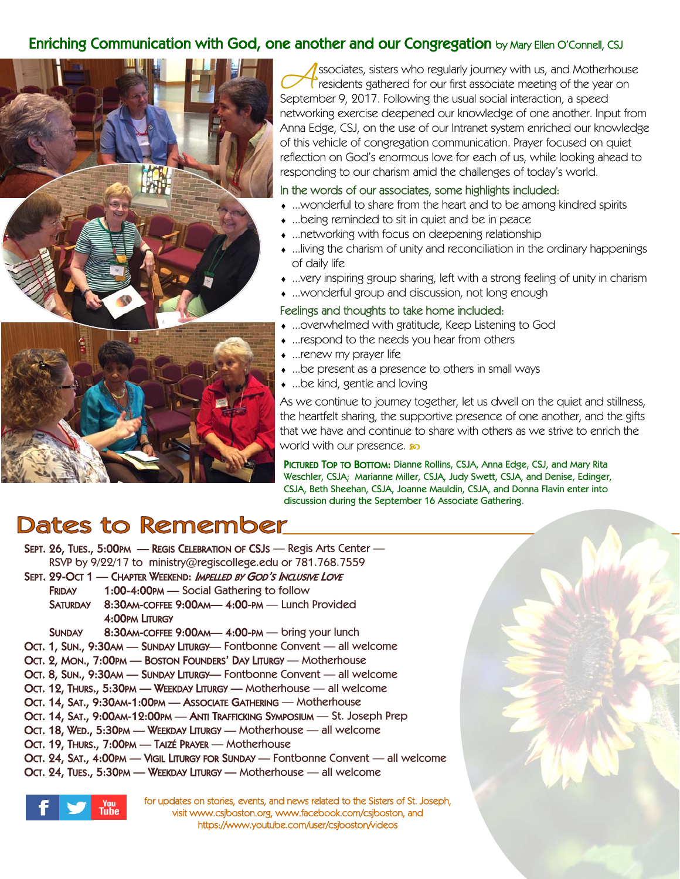## Enriching Communication with God, one another and our Congregation by Mary Ellen O'Connell, CSJ

Associates, sisters who regularly journey with us, and Motherhouse residents gathered for our first associate meeting of the year on September 9, 2017. Following the usual social interaction, a speed networking exercise deepened our knowledge of one another. Input from Anna Edge, CSJ, on the use of our Intranet system enriched our knowledge of this vehicle of congregation communication. Prayer focused on quiet reflection on God's enormous love for each of us, while looking ahead to responding to our charism amid the challenges of today's world.

In the words of our associates, some highlights included:

- ...wonderful to share from the heart and to be among kindred spirits
- ...being reminded to sit in quiet and be in peace
- ...networking with focus on deepening relationship
- ...living the charism of unity and reconciliation in the ordinary happenings of daily life
- ...very inspiring group sharing, left with a strong feeling of unity in charism
- ...wonderful group and discussion, not long enough

Feelings and thoughts to take home included:

- ...overwhelmed with gratitude, Keep Listening to God
- ...respond to the needs you hear from others
- ...renew my prayer life
- ...be present as a presence to others in small ways
- ...be kind, gentle and loving

As we continue to journey together, let us dwell on the quiet and stillness, the heartfelt sharing, the supportive presence of one another, and the gifts that we have and continue to share with others as we strive to enrich the world with our presence.

**Pictured Top to Bottom:** Dianne Rollins, CSJA, Anna Edge, CSJ, and Mary Rita Weschler, CSJA; Marianne Miller, CSJA, Judy Swett, CSJA, and Denise, Edinger, CSJA, Beth Sheehan, CSJA, Joanne Mauldin, CSJA, and Donna Flavin enter into discussion during the September 16 Associate Gathering.

# Dates to Remember

**Sept. 26, Tues., 5:00pm — Regis Celebration of CSJs** — Regis Arts Center — RSVP by 9/22/17 to ministry@regiscollege.edu or 781.768.7559

**Sept. 29-Oct 1 — Chapter Weekend: *Impelled by God's Inclusive Love***

- **Friday** 1:00-4:00pm — Social Gathering to follow
- **Saturday** 8:30am-coffee 9:00am— 4:00-pm — Lunch Provided
  4:00pm Liturgy
- **Sunday** 8:30am-coffee 9:00am— 4:00-pm — bring your lunch

**Oct. 1, Sun., 9:30am — Sunday Liturgy**— Fontbonne Convent — all welcome

**Oct. 2, Mon., 7:00pm — Boston Founders' Day Liturgy** — Motherhouse

**Oct. 8, Sun., 9:30am — Sunday Liturgy**— Fontbonne Convent — all welcome

**Oct. 12, Thurs., 5:30pm — Weekday Liturgy** — Motherhouse — all welcome

**Oct. 14, Sat., 9:30am-1:00pm — Associate Gathering** — Motherhouse

**Oct. 14, Sat., 9:00am-12:00pm — Anti Trafficking Symposium** — St. Joseph Prep

**Oct. 18, Wed., 5:30pm — Weekday Liturgy** — Motherhouse — all welcome

**Oct. 19, Thurs., 7:00pm — Taizé Prayer** — Motherhouse

**Oct. 24, Sat., 4:00pm — Vigil Liturgy for Sunday** — Fontbonne Convent — all welcome

**Oct. 24, Tues., 5:30pm — Weekday Liturgy** — Motherhouse — all welcome

for updates on stories, events, and news related to the Sisters of St. Joseph, visit www.csjboston.org, www.facebook.com/csjboston, and https://www.youtube.com/user/csjboston/videos